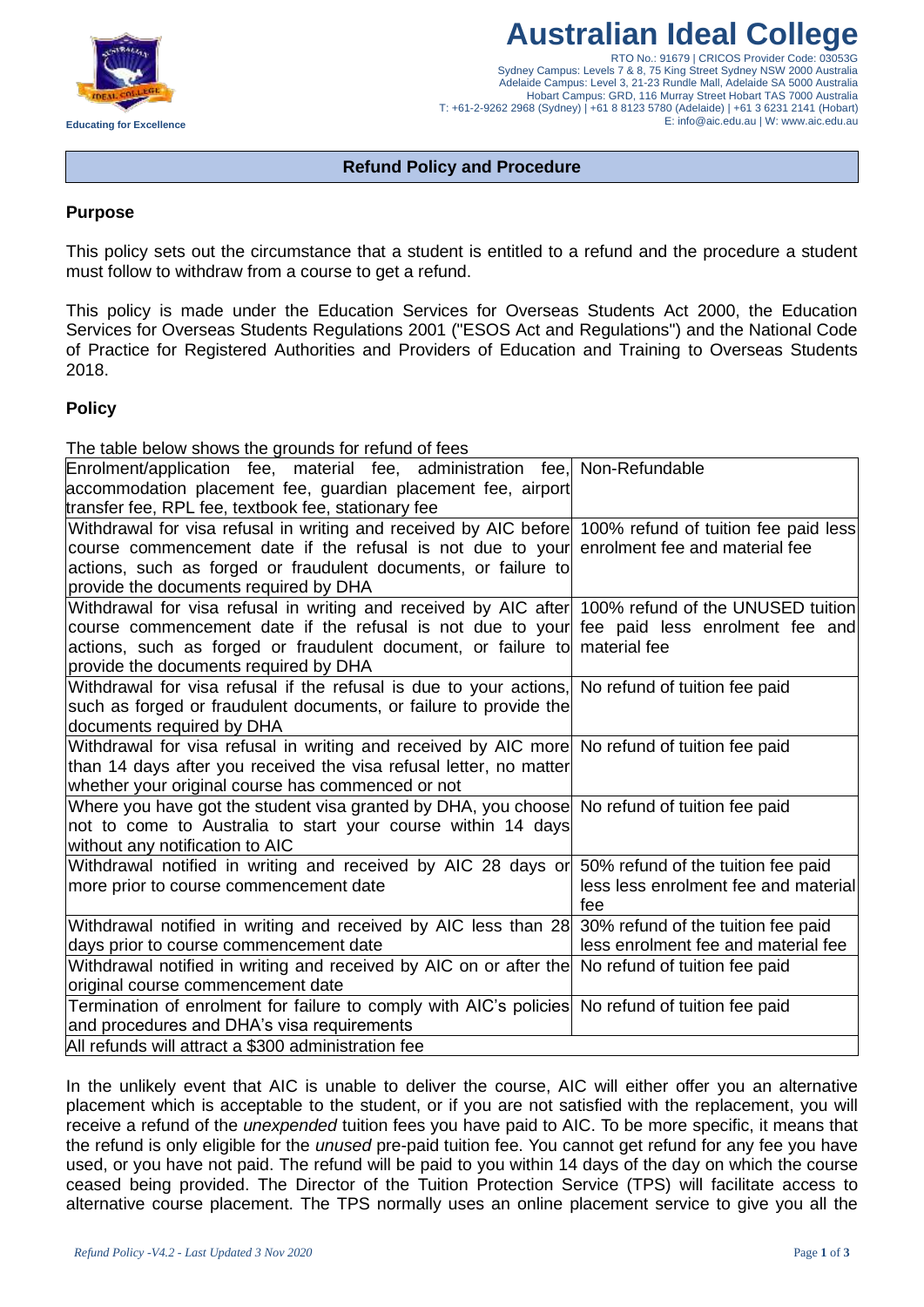# Australian Ideal College

RTO No.: 91679 | CRICOS Provider Code: 03053G
Sydney Campus: Levels 7 & 8, 75 King Street Sydney NSW 2000 Australia
Adelaide Campus: Level 3, 21-23 Rundle Mall, Adelaide SA 5000 Australia
Hobart Campus: GRD, 116 Murray Street Hobart TAS 7000 Australia
T: +61-2-9262 2968 (Sydney) | +61 8 8123 5780 (Adelaide) | +61 3 6231 2141 (Hobart)
E: info@aic.edu.au | W: www.aic.edu.au

Educating for Excellence

## Refund Policy and Procedure

### Purpose

This policy sets out the circumstance that a student is entitled to a refund and the procedure a student must follow to withdraw from a course to get a refund.

This policy is made under the Education Services for Overseas Students Act 2000, the Education Services for Overseas Students Regulations 2001 ("ESOS Act and Regulations") and the National Code of Practice for Registered Authorities and Providers of Education and Training to Overseas Students 2018.

### Policy

The table below shows the grounds for refund of fees

| | |
|---|---|
| Enrolment/application fee, material fee, administration fee, accommodation placement fee, guardian placement fee, airport transfer fee, RPL fee, textbook fee, stationary fee | Non-Refundable |
| Withdrawal for visa refusal in writing and received by AIC before course commencement date if the refusal is not due to your actions, such as forged or fraudulent documents, or failure to provide the documents required by DHA | 100% refund of tuition fee paid less enrolment fee and material fee |
| Withdrawal for visa refusal in writing and received by AIC after course commencement date if the refusal is not due to your actions, such as forged or fraudulent document, or failure to provide the documents required by DHA | 100% refund of the UNUSED tuition fee paid less enrolment fee and material fee |
| Withdrawal for visa refusal if the refusal is due to your actions, such as forged or fraudulent documents, or failure to provide the documents required by DHA | No refund of tuition fee paid |
| Withdrawal for visa refusal in writing and received by AIC more than 14 days after you received the visa refusal letter, no matter whether your original course has commenced or not | No refund of tuition fee paid |
| Where you have got the student visa granted by DHA, you choose not to come to Australia to start your course within 14 days without any notification to AIC | No refund of tuition fee paid |
| Withdrawal notified in writing and received by AIC 28 days or more prior to course commencement date | 50% refund of the tuition fee paid less less enrolment fee and material fee |
| Withdrawal notified in writing and received by AIC less than 28 days prior to course commencement date | 30% refund of the tuition fee paid less enrolment fee and material fee |
| Withdrawal notified in writing and received by AIC on or after the original course commencement date | No refund of tuition fee paid |
| Termination of enrolment for failure to comply with AIC's policies and procedures and DHA's visa requirements | No refund of tuition fee paid |
| All refunds will attract a $300 administration fee | |

In the unlikely event that AIC is unable to deliver the course, AIC will either offer you an alternative placement which is acceptable to the student, or if you are not satisfied with the replacement, you will receive a refund of the *unexpended* tuition fees you have paid to AIC. To be more specific, it means that the refund is only eligible for the *unused* pre-paid tuition fee. You cannot get refund for any fee you have used, or you have not paid. The refund will be paid to you within 14 days of the day on which the course ceased being provided. The Director of the Tuition Protection Service (TPS) will facilitate access to alternative course placement. The TPS normally uses an online placement service to give you all the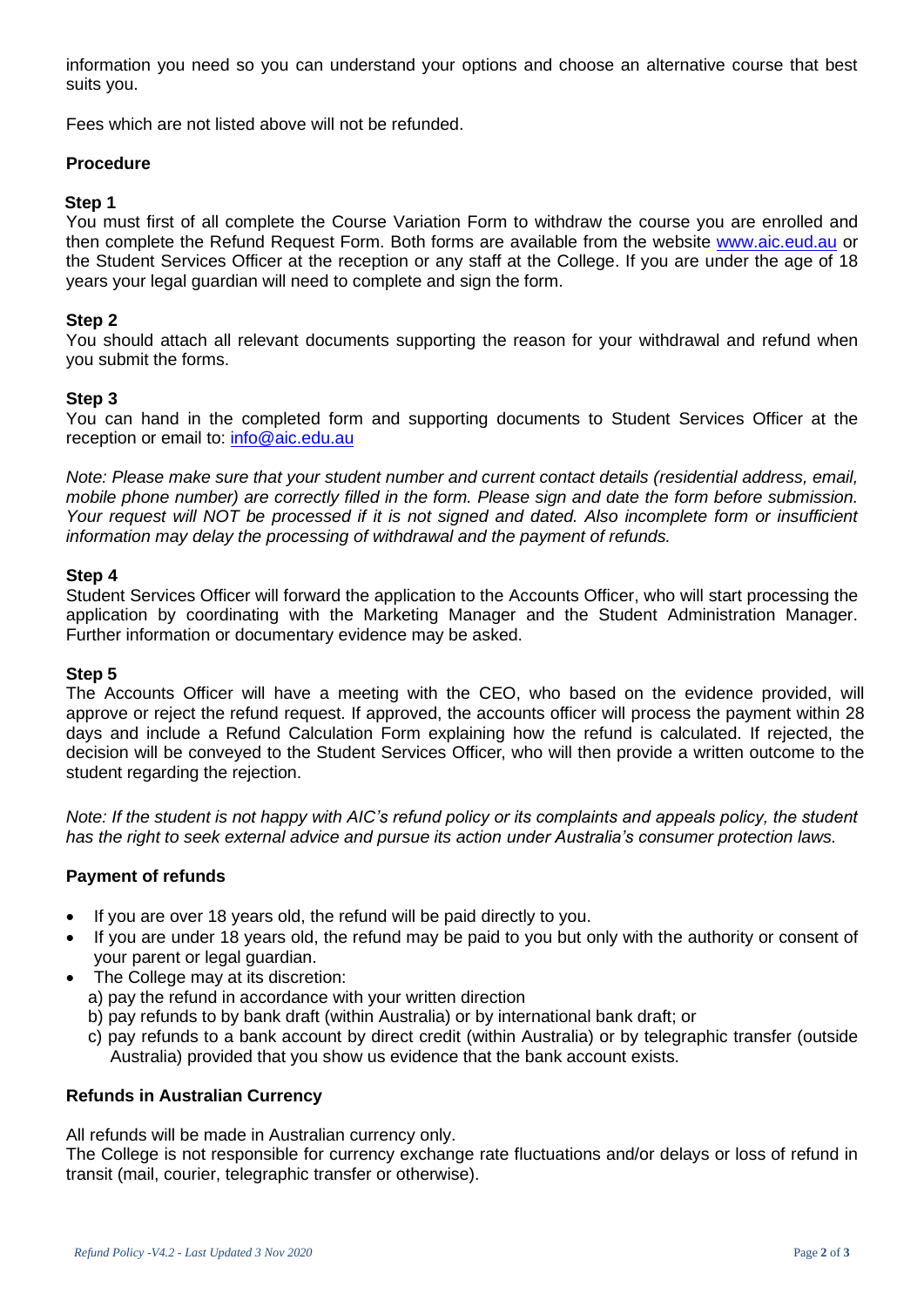information you need so you can understand your options and choose an alternative course that best suits you.

Fees which are not listed above will not be refunded.

### Procedure

**Step 1**
You must first of all complete the Course Variation Form to withdraw the course you are enrolled and then complete the Refund Request Form. Both forms are available from the website www.aic.eud.au or the Student Services Officer at the reception or any staff at the College. If you are under the age of 18 years your legal guardian will need to complete and sign the form.

**Step 2**
You should attach all relevant documents supporting the reason for your withdrawal and refund when you submit the forms.

**Step 3**
You can hand in the completed form and supporting documents to Student Services Officer at the reception or email to: info@aic.edu.au

*Note: Please make sure that your student number and current contact details (residential address, email, mobile phone number) are correctly filled in the form. Please sign and date the form before submission. Your request will NOT be processed if it is not signed and dated. Also incomplete form or insufficient information may delay the processing of withdrawal and the payment of refunds.*

**Step 4**
Student Services Officer will forward the application to the Accounts Officer, who will start processing the application by coordinating with the Marketing Manager and the Student Administration Manager. Further information or documentary evidence may be asked.

**Step 5**
The Accounts Officer will have a meeting with the CEO, who based on the evidence provided, will approve or reject the refund request. If approved, the accounts officer will process the payment within 28 days and include a Refund Calculation Form explaining how the refund is calculated. If rejected, the decision will be conveyed to the Student Services Officer, who will then provide a written outcome to the student regarding the rejection.

*Note: If the student is not happy with AIC's refund policy or its complaints and appeals policy, the student has the right to seek external advice and pursue its action under Australia's consumer protection laws.*

### Payment of refunds

- If you are over 18 years old, the refund will be paid directly to you.
- If you are under 18 years old, the refund may be paid to you but only with the authority or consent of your parent or legal guardian.
- The College may at its discretion:
  a) pay the refund in accordance with your written direction
  b) pay refunds to by bank draft (within Australia) or by international bank draft; or
  c) pay refunds to a bank account by direct credit (within Australia) or by telegraphic transfer (outside Australia) provided that you show us evidence that the bank account exists.

### Refunds in Australian Currency

All refunds will be made in Australian currency only.
The College is not responsible for currency exchange rate fluctuations and/or delays or loss of refund in transit (mail, courier, telegraphic transfer or otherwise).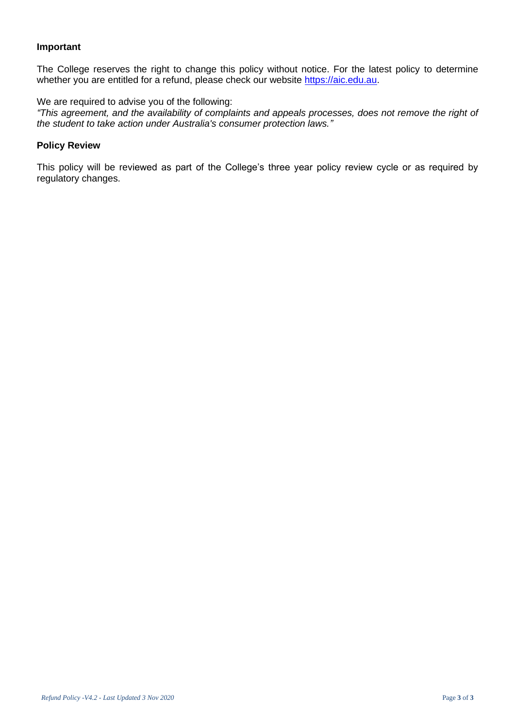### Important

The College reserves the right to change this policy without notice. For the latest policy to determine whether you are entitled for a refund, please check our website [https://aic.edu.au](https://aic.edu.au).

We are required to advise you of the following:
*"This agreement, and the availability of complaints and appeals processes, does not remove the right of the student to take action under Australia's consumer protection laws."*

### Policy Review

This policy will be reviewed as part of the College's three year policy review cycle or as required by regulatory changes.